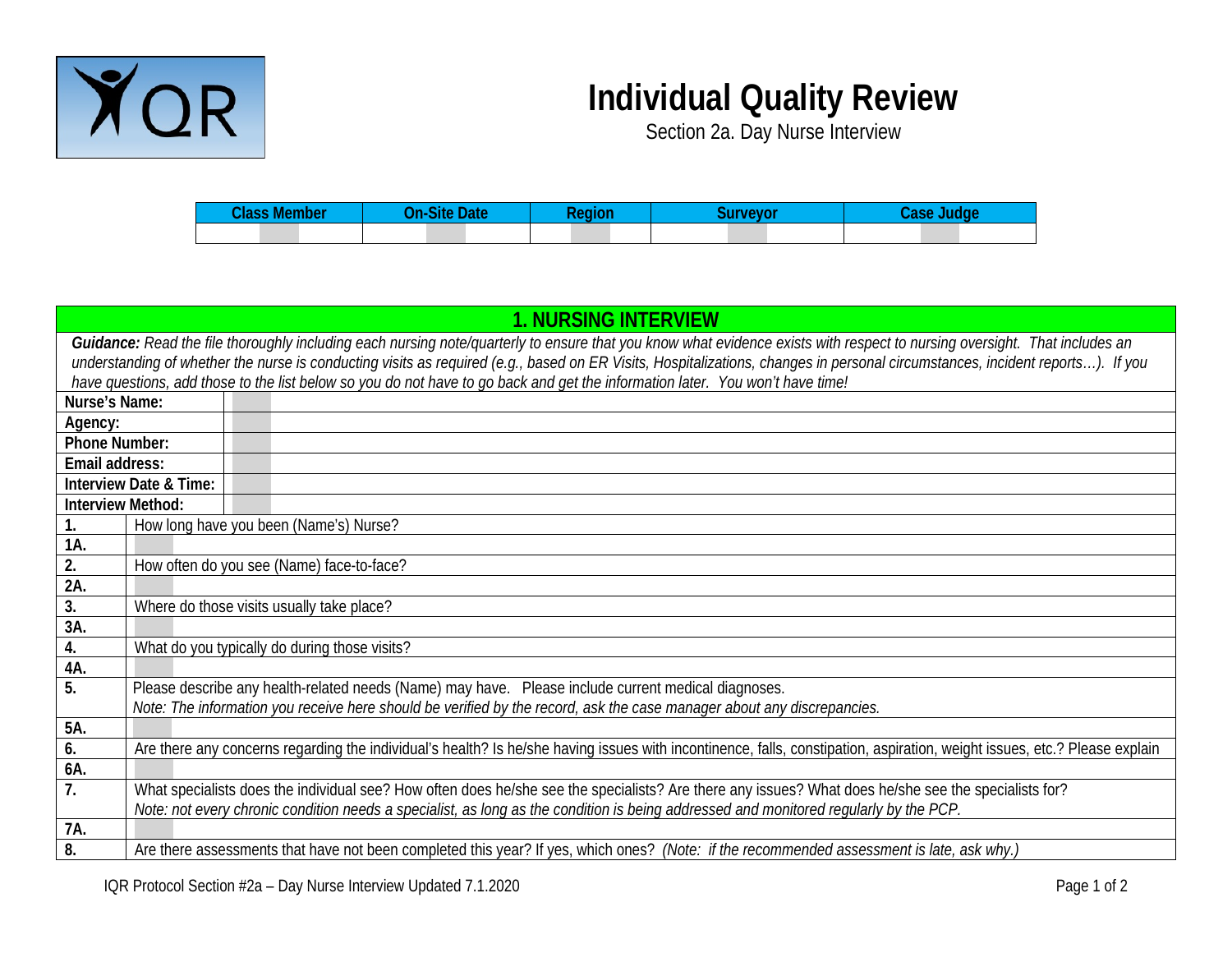# Individual Quality Review

Section 2a. Day Nurse Interview

| Class Member | On-Site Date | Region | Surveyor | Case Judge |
|---|---|---|---|---|
| | | | | |

## 1. NURSING INTERVIEW

***Guidance:*** *Read the file thoroughly including each nursing note/quarterly to ensure that you know what evidence exists with respect to nursing oversight. That includes an understanding of whether the nurse is conducting visits as required (e.g., based on ER Visits, Hospitalizations, changes in personal circumstances, incident reports…). If you have questions, add those to the list below so you do not have to go back and get the information later. You won't have time!*

| | |
|---|---|
| **Nurse's Name:** | |
| **Agency:** | |
| **Phone Number:** | |
| **Email address:** | |
| **Interview Date & Time:** | |
| **Interview Method:** | |

| | |
|---|---|
| **1.** | How long have you been (Name's) Nurse? |
| **1A.** | |
| **2.** | How often do you see (Name) face-to-face? |
| **2A.** | |
| **3.** | Where do those visits usually take place? |
| **3A.** | |
| **4.** | What do you typically do during those visits? |
| **4A.** | |
| **5.** | Please describe any health-related needs (Name) may have. Please include current medical diagnoses. *Note: The information you receive here should be verified by the record, ask the case manager about any discrepancies.* |
| **5A.** | |
| **6.** | Are there any concerns regarding the individual's health? Is he/she having issues with incontinence, falls, constipation, aspiration, weight issues, etc.? Please explain |
| **6A.** | |
| **7.** | What specialists does the individual see? How often does he/she see the specialists? Are there any issues? What does he/she see the specialists for? *Note: not every chronic condition needs a specialist, as long as the condition is being addressed and monitored regularly by the PCP.* |
| **7A.** | |
| **8.** | Are there assessments that have not been completed this year? If yes, which ones? *(Note: if the recommended assessment is late, ask why.)* |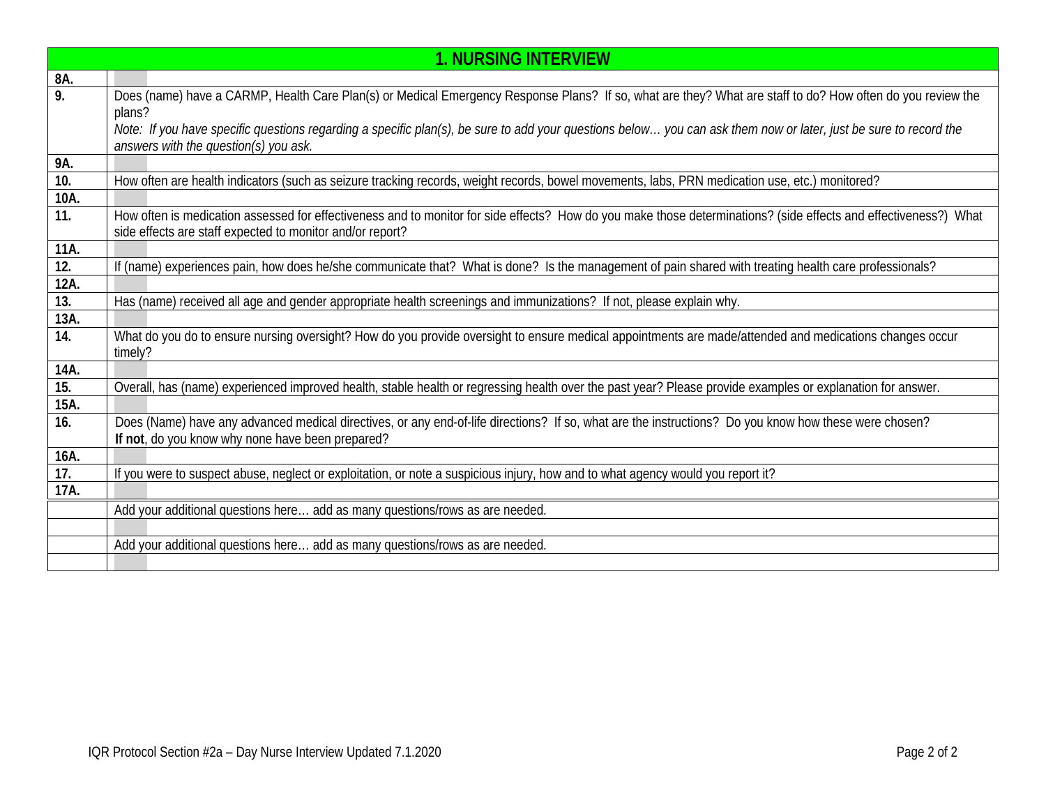| 1. NURSING INTERVIEW | |
|---|---|
| **8A.** | |
| **9.** | Does (name) have a CARMP, Health Care Plan(s) or Medical Emergency Response Plans? If so, what are they? What are staff to do? How often do you review the plans?<br>*Note: If you have specific questions regarding a specific plan(s), be sure to add your questions below… you can ask them now or later, just be sure to record the answers with the question(s) you ask.* |
| **9A.** | |
| **10.** | How often are health indicators (such as seizure tracking records, weight records, bowel movements, labs, PRN medication use, etc.) monitored? |
| **10A.** | |
| **11.** | How often is medication assessed for effectiveness and to monitor for side effects? How do you make those determinations? (side effects and effectiveness?) What side effects are staff expected to monitor and/or report? |
| **11A.** | |
| **12.** | If (name) experiences pain, how does he/she communicate that? What is done? Is the management of pain shared with treating health care professionals? |
| **12A.** | |
| **13.** | Has (name) received all age and gender appropriate health screenings and immunizations? If not, please explain why. |
| **13A.** | |
| **14.** | What do you do to ensure nursing oversight? How do you provide oversight to ensure medical appointments are made/attended and medications changes occur timely? |
| **14A.** | |
| **15.** | Overall, has (name) experienced improved health, stable health or regressing health over the past year? Please provide examples or explanation for answer. |
| **15A.** | |
| **16.** | Does (Name) have any advanced medical directives, or any end-of-life directions? If so, what are the instructions? Do you know how these were chosen?<br>**If not**, do you know why none have been prepared? |
| **16A.** | |
| **17.** | If you were to suspect abuse, neglect or exploitation, or note a suspicious injury, how and to what agency would you report it? |
| **17A.** | |
| | Add your additional questions here… add as many questions/rows as are needed. |
| | |
| | Add your additional questions here… add as many questions/rows as are needed. |
| | |

IQR Protocol Section #2a – Day Nurse Interview Updated 7.1.2020